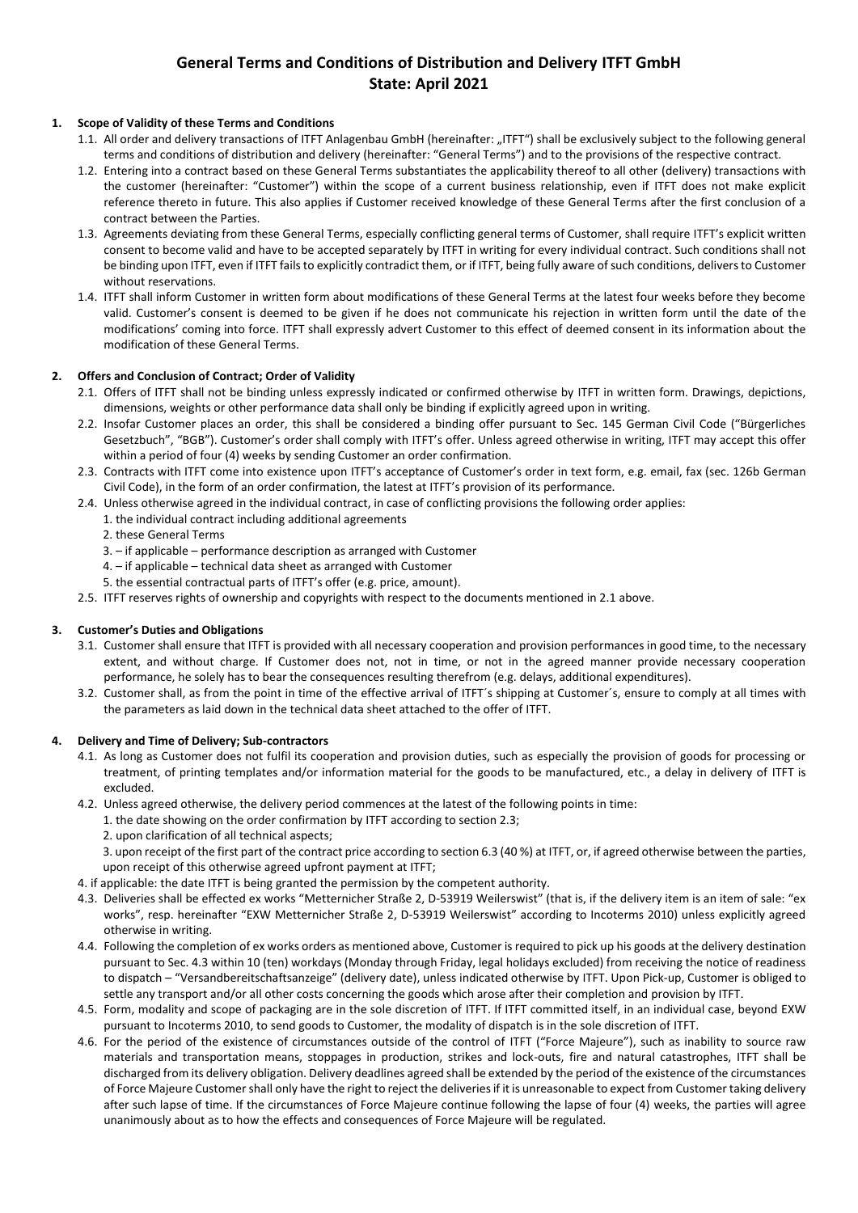# General Terms and Conditions of Distribution and Delivery ITFT GmbH
# State: April 2021

## 1. Scope of Validity of these Terms and Conditions

1.1. All order and delivery transactions of ITFT Anlagenbau GmbH (hereinafter: „ITFT") shall be exclusively subject to the following general terms and conditions of distribution and delivery (hereinafter: "General Terms") and to the provisions of the respective contract.

1.2. Entering into a contract based on these General Terms substantiates the applicability thereof to all other (delivery) transactions with the customer (hereinafter: "Customer") within the scope of a current business relationship, even if ITFT does not make explicit reference thereto in future. This also applies if Customer received knowledge of these General Terms after the first conclusion of a contract between the Parties.

1.3. Agreements deviating from these General Terms, especially conflicting general terms of Customer, shall require ITFT's explicit written consent to become valid and have to be accepted separately by ITFT in writing for every individual contract. Such conditions shall not be binding upon ITFT, even if ITFT fails to explicitly contradict them, or if ITFT, being fully aware of such conditions, delivers to Customer without reservations.

1.4. ITFT shall inform Customer in written form about modifications of these General Terms at the latest four weeks before they become valid. Customer's consent is deemed to be given if he does not communicate his rejection in written form until the date of the modifications' coming into force. ITFT shall expressly advert Customer to this effect of deemed consent in its information about the modification of these General Terms.

## 2. Offers and Conclusion of Contract; Order of Validity

2.1. Offers of ITFT shall not be binding unless expressly indicated or confirmed otherwise by ITFT in written form. Drawings, depictions, dimensions, weights or other performance data shall only be binding if explicitly agreed upon in writing.

2.2. Insofar Customer places an order, this shall be considered a binding offer pursuant to Sec. 145 German Civil Code ("Bürgerliches Gesetzbuch", "BGB"). Customer's order shall comply with ITFT's offer. Unless agreed otherwise in writing, ITFT may accept this offer within a period of four (4) weeks by sending Customer an order confirmation.

2.3. Contracts with ITFT come into existence upon ITFT's acceptance of Customer's order in text form, e.g. email, fax (sec. 126b German Civil Code), in the form of an order confirmation, the latest at ITFT's provision of its performance.

2.4. Unless otherwise agreed in the individual contract, in case of conflicting provisions the following order applies:
   1. the individual contract including additional agreements
   2. these General Terms
   3. – if applicable – performance description as arranged with Customer
   4. – if applicable – technical data sheet as arranged with Customer
   5. the essential contractual parts of ITFT's offer (e.g. price, amount).

2.5. ITFT reserves rights of ownership and copyrights with respect to the documents mentioned in 2.1 above.

## 3. Customer's Duties and Obligations

3.1. Customer shall ensure that ITFT is provided with all necessary cooperation and provision performances in good time, to the necessary extent, and without charge. If Customer does not, not in time, or not in the agreed manner provide necessary cooperation performance, he solely has to bear the consequences resulting therefrom (e.g. delays, additional expenditures).

3.2. Customer shall, as from the point in time of the effective arrival of ITFT´s shipping at Customer´s, ensure to comply at all times with the parameters as laid down in the technical data sheet attached to the offer of ITFT.

## 4. Delivery and Time of Delivery; Sub-contractors

4.1. As long as Customer does not fulfil its cooperation and provision duties, such as especially the provision of goods for processing or treatment, of printing templates and/or information material for the goods to be manufactured, etc., a delay in delivery of ITFT is excluded.

4.2. Unless agreed otherwise, the delivery period commences at the latest of the following points in time:
   1. the date showing on the order confirmation by ITFT according to section 2.3;
   2. upon clarification of all technical aspects;
   3. upon receipt of the first part of the contract price according to section 6.3 (40 %) at ITFT, or, if agreed otherwise between the parties, upon receipt of this otherwise agreed upfront payment at ITFT;
   4. if applicable: the date ITFT is being granted the permission by the competent authority.

4.3. Deliveries shall be effected ex works "Metternicher Straße 2, D-53919 Weilerswist" (that is, if the delivery item is an item of sale: "ex works", resp. hereinafter "EXW Metternicher Straße 2, D-53919 Weilerswist" according to Incoterms 2010) unless explicitly agreed otherwise in writing.

4.4. Following the completion of ex works orders as mentioned above, Customer is required to pick up his goods at the delivery destination pursuant to Sec. 4.3 within 10 (ten) workdays (Monday through Friday, legal holidays excluded) from receiving the notice of readiness to dispatch – "Versandbereitschaftsanzeige" (delivery date), unless indicated otherwise by ITFT. Upon Pick-up, Customer is obliged to settle any transport and/or all other costs concerning the goods which arose after their completion and provision by ITFT.

4.5. Form, modality and scope of packaging are in the sole discretion of ITFT. If ITFT committed itself, in an individual case, beyond EXW pursuant to Incoterms 2010, to send goods to Customer, the modality of dispatch is in the sole discretion of ITFT.

4.6. For the period of the existence of circumstances outside of the control of ITFT ("Force Majeure"), such as inability to source raw materials and transportation means, stoppages in production, strikes and lock-outs, fire and natural catastrophes, ITFT shall be discharged from its delivery obligation. Delivery deadlines agreed shall be extended by the period of the existence of the circumstances of Force Majeure Customer shall only have the right to reject the deliveries if it is unreasonable to expect from Customer taking delivery after such lapse of time. If the circumstances of Force Majeure continue following the lapse of four (4) weeks, the parties will agree unanimously about as to how the effects and consequences of Force Majeure will be regulated.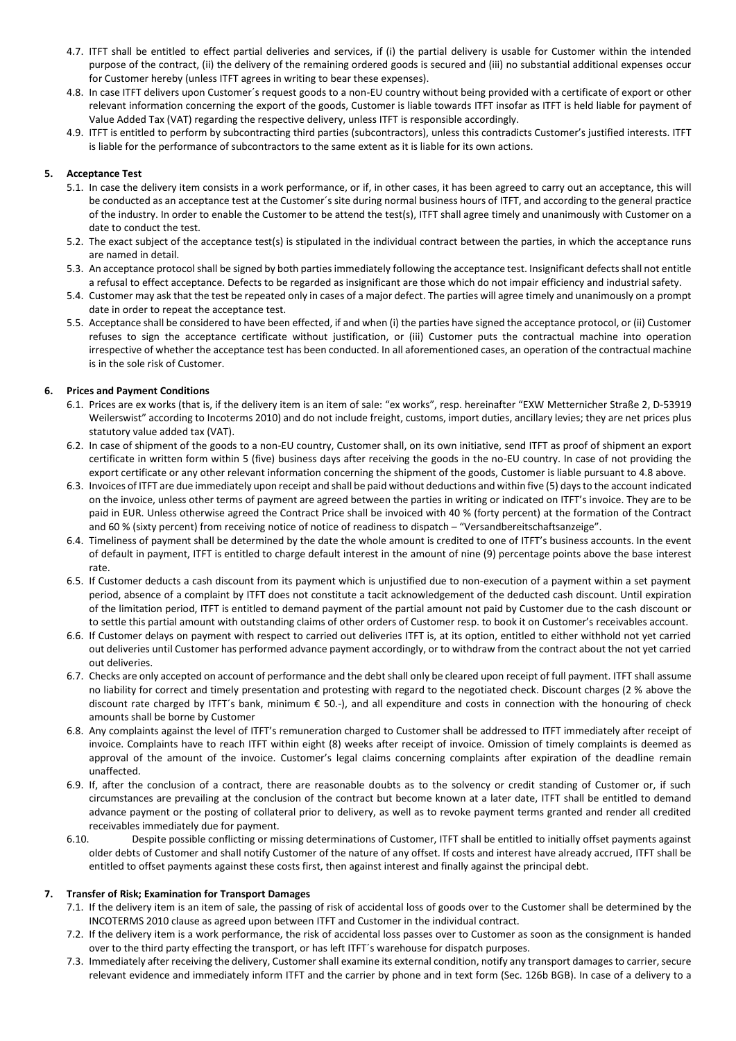4.7. ITFT shall be entitled to effect partial deliveries and services, if (i) the partial delivery is usable for Customer within the intended purpose of the contract, (ii) the delivery of the remaining ordered goods is secured and (iii) no substantial additional expenses occur for Customer hereby (unless ITFT agrees in writing to bear these expenses).

4.8. In case ITFT delivers upon Customer´s request goods to a non-EU country without being provided with a certificate of export or other relevant information concerning the export of the goods, Customer is liable towards ITFT insofar as ITFT is held liable for payment of Value Added Tax (VAT) regarding the respective delivery, unless ITFT is responsible accordingly.

4.9. ITFT is entitled to perform by subcontracting third parties (subcontractors), unless this contradicts Customer's justified interests. ITFT is liable for the performance of subcontractors to the same extent as it is liable for its own actions.

## 5. Acceptance Test

5.1. In case the delivery item consists in a work performance, or if, in other cases, it has been agreed to carry out an acceptance, this will be conducted as an acceptance test at the Customer´s site during normal business hours of ITFT, and according to the general practice of the industry. In order to enable the Customer to be attend the test(s), ITFT shall agree timely and unanimously with Customer on a date to conduct the test.

5.2. The exact subject of the acceptance test(s) is stipulated in the individual contract between the parties, in which the acceptance runs are named in detail.

5.3. An acceptance protocol shall be signed by both parties immediately following the acceptance test. Insignificant defects shall not entitle a refusal to effect acceptance. Defects to be regarded as insignificant are those which do not impair efficiency and industrial safety.

5.4. Customer may ask that the test be repeated only in cases of a major defect. The parties will agree timely and unanimously on a prompt date in order to repeat the acceptance test.

5.5. Acceptance shall be considered to have been effected, if and when (i) the parties have signed the acceptance protocol, or (ii) Customer refuses to sign the acceptance certificate without justification, or (iii) Customer puts the contractual machine into operation irrespective of whether the acceptance test has been conducted. In all aforementioned cases, an operation of the contractual machine is in the sole risk of Customer.

## 6. Prices and Payment Conditions

6.1. Prices are ex works (that is, if the delivery item is an item of sale: "ex works", resp. hereinafter "EXW Metternicher Straße 2, D-53919 Weilerswist" according to Incoterms 2010) and do not include freight, customs, import duties, ancillary levies; they are net prices plus statutory value added tax (VAT).

6.2. In case of shipment of the goods to a non-EU country, Customer shall, on its own initiative, send ITFT as proof of shipment an export certificate in written form within 5 (five) business days after receiving the goods in the no-EU country. In case of not providing the export certificate or any other relevant information concerning the shipment of the goods, Customer is liable pursuant to 4.8 above.

6.3. Invoices of ITFT are due immediately upon receipt and shall be paid without deductions and within five (5) days to the account indicated on the invoice, unless other terms of payment are agreed between the parties in writing or indicated on ITFT's invoice. They are to be paid in EUR. Unless otherwise agreed the Contract Price shall be invoiced with 40 % (forty percent) at the formation of the Contract and 60 % (sixty percent) from receiving notice of notice of readiness to dispatch – "Versandbereitschaftsanzeige".

6.4. Timeliness of payment shall be determined by the date the whole amount is credited to one of ITFT's business accounts. In the event of default in payment, ITFT is entitled to charge default interest in the amount of nine (9) percentage points above the base interest rate.

6.5. If Customer deducts a cash discount from its payment which is unjustified due to non-execution of a payment within a set payment period, absence of a complaint by ITFT does not constitute a tacit acknowledgement of the deducted cash discount. Until expiration of the limitation period, ITFT is entitled to demand payment of the partial amount not paid by Customer due to the cash discount or to settle this partial amount with outstanding claims of other orders of Customer resp. to book it on Customer's receivables account.

6.6. If Customer delays on payment with respect to carried out deliveries ITFT is, at its option, entitled to either withhold not yet carried out deliveries until Customer has performed advance payment accordingly, or to withdraw from the contract about the not yet carried out deliveries.

6.7. Checks are only accepted on account of performance and the debt shall only be cleared upon receipt of full payment. ITFT shall assume no liability for correct and timely presentation and protesting with regard to the negotiated check. Discount charges (2 % above the discount rate charged by ITFT´s bank, minimum € 50.-), and all expenditure and costs in connection with the honouring of check amounts shall be borne by Customer

6.8. Any complaints against the level of ITFT's remuneration charged to Customer shall be addressed to ITFT immediately after receipt of invoice. Complaints have to reach ITFT within eight (8) weeks after receipt of invoice. Omission of timely complaints is deemed as approval of the amount of the invoice. Customer's legal claims concerning complaints after expiration of the deadline remain unaffected.

6.9. If, after the conclusion of a contract, there are reasonable doubts as to the solvency or credit standing of Customer or, if such circumstances are prevailing at the conclusion of the contract but become known at a later date, ITFT shall be entitled to demand advance payment or the posting of collateral prior to delivery, as well as to revoke payment terms granted and render all credited receivables immediately due for payment.

6.10. Despite possible conflicting or missing determinations of Customer, ITFT shall be entitled to initially offset payments against older debts of Customer and shall notify Customer of the nature of any offset. If costs and interest have already accrued, ITFT shall be entitled to offset payments against these costs first, then against interest and finally against the principal debt.

## 7. Transfer of Risk; Examination for Transport Damages

7.1. If the delivery item is an item of sale, the passing of risk of accidental loss of goods over to the Customer shall be determined by the INCOTERMS 2010 clause as agreed upon between ITFT and Customer in the individual contract.

7.2. If the delivery item is a work performance, the risk of accidental loss passes over to Customer as soon as the consignment is handed over to the third party effecting the transport, or has left ITFT´s warehouse for dispatch purposes.

7.3. Immediately after receiving the delivery, Customer shall examine its external condition, notify any transport damages to carrier, secure relevant evidence and immediately inform ITFT and the carrier by phone and in text form (Sec. 126b BGB). In case of a delivery to a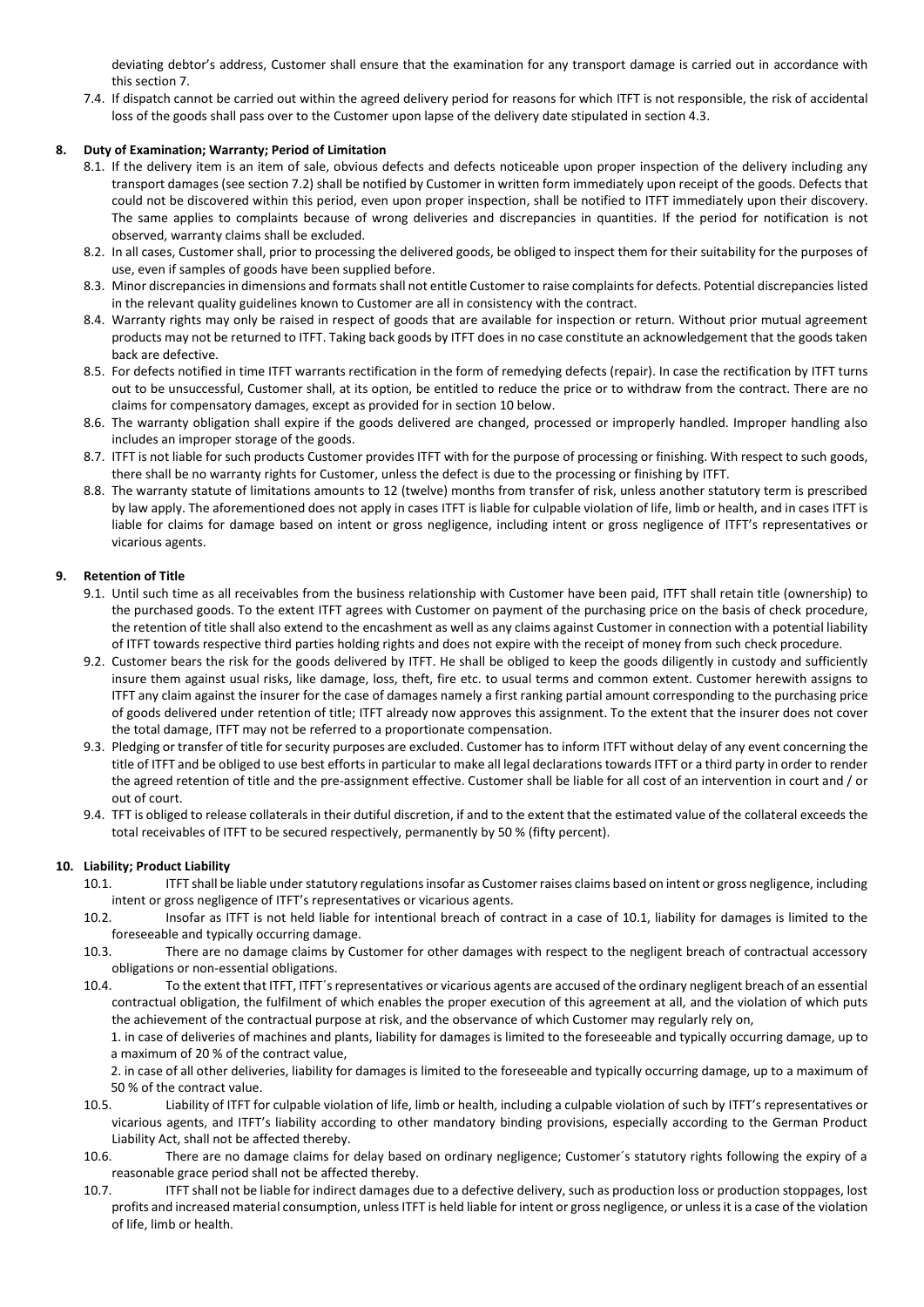deviating debtor's address, Customer shall ensure that the examination for any transport damage is carried out in accordance with this section 7.

7.4. If dispatch cannot be carried out within the agreed delivery period for reasons for which ITFT is not responsible, the risk of accidental loss of the goods shall pass over to the Customer upon lapse of the delivery date stipulated in section 4.3.

## 8. Duty of Examination; Warranty; Period of Limitation

8.1. If the delivery item is an item of sale, obvious defects and defects noticeable upon proper inspection of the delivery including any transport damages (see section 7.2) shall be notified by Customer in written form immediately upon receipt of the goods. Defects that could not be discovered within this period, even upon proper inspection, shall be notified to ITFT immediately upon their discovery. The same applies to complaints because of wrong deliveries and discrepancies in quantities. If the period for notification is not observed, warranty claims shall be excluded.

8.2. In all cases, Customer shall, prior to processing the delivered goods, be obliged to inspect them for their suitability for the purposes of use, even if samples of goods have been supplied before.

8.3. Minor discrepancies in dimensions and formats shall not entitle Customer to raise complaints for defects. Potential discrepancies listed in the relevant quality guidelines known to Customer are all in consistency with the contract.

8.4. Warranty rights may only be raised in respect of goods that are available for inspection or return. Without prior mutual agreement products may not be returned to ITFT. Taking back goods by ITFT does in no case constitute an acknowledgement that the goods taken back are defective.

8.5. For defects notified in time ITFT warrants rectification in the form of remedying defects (repair). In case the rectification by ITFT turns out to be unsuccessful, Customer shall, at its option, be entitled to reduce the price or to withdraw from the contract. There are no claims for compensatory damages, except as provided for in section 10 below.

8.6. The warranty obligation shall expire if the goods delivered are changed, processed or improperly handled. Improper handling also includes an improper storage of the goods.

8.7. ITFT is not liable for such products Customer provides ITFT with for the purpose of processing or finishing. With respect to such goods, there shall be no warranty rights for Customer, unless the defect is due to the processing or finishing by ITFT.

8.8. The warranty statute of limitations amounts to 12 (twelve) months from transfer of risk, unless another statutory term is prescribed by law apply. The aforementioned does not apply in cases ITFT is liable for culpable violation of life, limb or health, and in cases ITFT is liable for claims for damage based on intent or gross negligence, including intent or gross negligence of ITFT's representatives or vicarious agents.

## 9. Retention of Title

9.1. Until such time as all receivables from the business relationship with Customer have been paid, ITFT shall retain title (ownership) to the purchased goods. To the extent ITFT agrees with Customer on payment of the purchasing price on the basis of check procedure, the retention of title shall also extend to the encashment as well as any claims against Customer in connection with a potential liability of ITFT towards respective third parties holding rights and does not expire with the receipt of money from such check procedure.

9.2. Customer bears the risk for the goods delivered by ITFT. He shall be obliged to keep the goods diligently in custody and sufficiently insure them against usual risks, like damage, loss, theft, fire etc. to usual terms and common extent. Customer herewith assigns to ITFT any claim against the insurer for the case of damages namely a first ranking partial amount corresponding to the purchasing price of goods delivered under retention of title; ITFT already now approves this assignment. To the extent that the insurer does not cover the total damage, ITFT may not be referred to a proportionate compensation.

9.3. Pledging or transfer of title for security purposes are excluded. Customer has to inform ITFT without delay of any event concerning the title of ITFT and be obliged to use best efforts in particular to make all legal declarations towards ITFT or a third party in order to render the agreed retention of title and the pre-assignment effective. Customer shall be liable for all cost of an intervention in court and / or out of court.

9.4. TFT is obliged to release collaterals in their dutiful discretion, if and to the extent that the estimated value of the collateral exceeds the total receivables of ITFT to be secured respectively, permanently by 50 % (fifty percent).

## 10. Liability; Product Liability

10.1. ITFT shall be liable under statutory regulations insofar as Customer raises claims based on intent or gross negligence, including intent or gross negligence of ITFT's representatives or vicarious agents.

10.2. Insofar as ITFT is not held liable for intentional breach of contract in a case of 10.1, liability for damages is limited to the foreseeable and typically occurring damage.

10.3. There are no damage claims by Customer for other damages with respect to the negligent breach of contractual accessory obligations or non-essential obligations.

10.4. To the extent that ITFT, ITFT´s representatives or vicarious agents are accused of the ordinary negligent breach of an essential contractual obligation, the fulfilment of which enables the proper execution of this agreement at all, and the violation of which puts the achievement of the contractual purpose at risk, and the observance of which Customer may regularly rely on,

1. in case of deliveries of machines and plants, liability for damages is limited to the foreseeable and typically occurring damage, up to a maximum of 20 % of the contract value,

2. in case of all other deliveries, liability for damages is limited to the foreseeable and typically occurring damage, up to a maximum of 50 % of the contract value.

10.5. Liability of ITFT for culpable violation of life, limb or health, including a culpable violation of such by ITFT's representatives or vicarious agents, and ITFT's liability according to other mandatory binding provisions, especially according to the German Product Liability Act, shall not be affected thereby.

10.6. There are no damage claims for delay based on ordinary negligence; Customer´s statutory rights following the expiry of a reasonable grace period shall not be affected thereby.

10.7. ITFT shall not be liable for indirect damages due to a defective delivery, such as production loss or production stoppages, lost profits and increased material consumption, unless ITFT is held liable for intent or gross negligence, or unless it is a case of the violation of life, limb or health.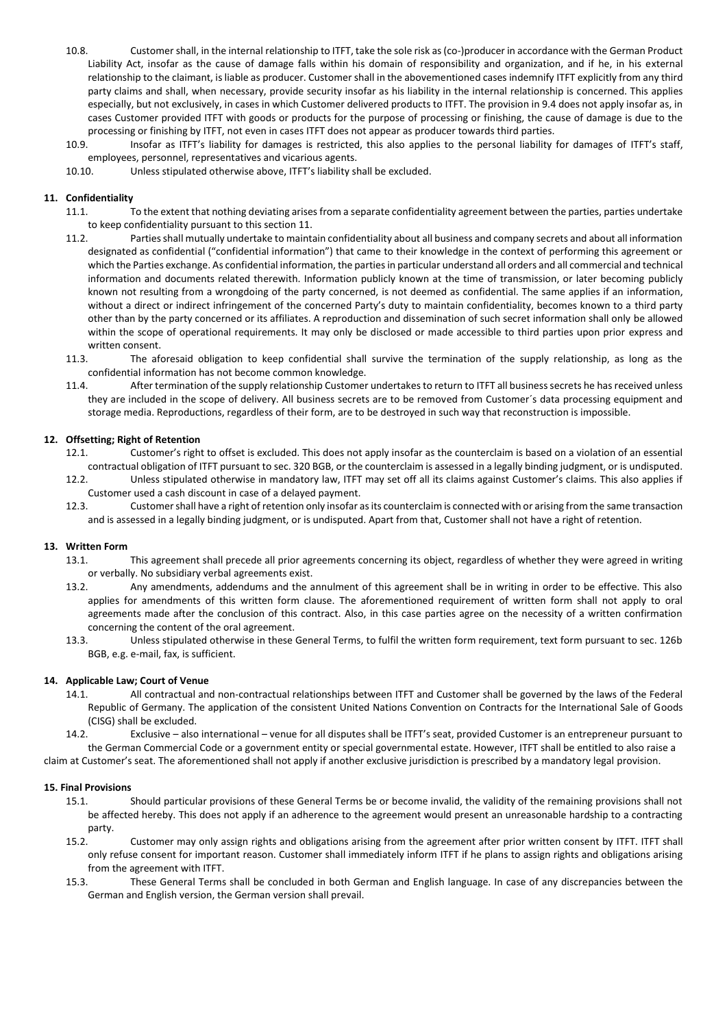10.8. Customer shall, in the internal relationship to ITFT, take the sole risk as (co-)producer in accordance with the German Product Liability Act, insofar as the cause of damage falls within his domain of responsibility and organization, and if he, in his external relationship to the claimant, is liable as producer. Customer shall in the abovementioned cases indemnify ITFT explicitly from any third party claims and shall, when necessary, provide security insofar as his liability in the internal relationship is concerned. This applies especially, but not exclusively, in cases in which Customer delivered products to ITFT. The provision in 9.4 does not apply insofar as, in cases Customer provided ITFT with goods or products for the purpose of processing or finishing, the cause of damage is due to the processing or finishing by ITFT, not even in cases ITFT does not appear as producer towards third parties.

10.9. Insofar as ITFT's liability for damages is restricted, this also applies to the personal liability for damages of ITFT's staff, employees, personnel, representatives and vicarious agents.

10.10. Unless stipulated otherwise above, ITFT's liability shall be excluded.

## 11. Confidentiality

11.1. To the extent that nothing deviating arises from a separate confidentiality agreement between the parties, parties undertake to keep confidentiality pursuant to this section 11.

11.2. Parties shall mutually undertake to maintain confidentiality about all business and company secrets and about all information designated as confidential ("confidential information") that came to their knowledge in the context of performing this agreement or which the Parties exchange. As confidential information, the parties in particular understand all orders and all commercial and technical information and documents related therewith. Information publicly known at the time of transmission, or later becoming publicly known not resulting from a wrongdoing of the party concerned, is not deemed as confidential. The same applies if an information, without a direct or indirect infringement of the concerned Party's duty to maintain confidentiality, becomes known to a third party other than by the party concerned or its affiliates. A reproduction and dissemination of such secret information shall only be allowed within the scope of operational requirements. It may only be disclosed or made accessible to third parties upon prior express and written consent.

11.3. The aforesaid obligation to keep confidential shall survive the termination of the supply relationship, as long as the confidential information has not become common knowledge.

11.4. After termination of the supply relationship Customer undertakes to return to ITFT all business secrets he has received unless they are included in the scope of delivery. All business secrets are to be removed from Customer´s data processing equipment and storage media. Reproductions, regardless of their form, are to be destroyed in such way that reconstruction is impossible.

## 12. Offsetting; Right of Retention

12.1. Customer's right to offset is excluded. This does not apply insofar as the counterclaim is based on a violation of an essential contractual obligation of ITFT pursuant to sec. 320 BGB, or the counterclaim is assessed in a legally binding judgment, or is undisputed.

12.2. Unless stipulated otherwise in mandatory law, ITFT may set off all its claims against Customer's claims. This also applies if Customer used a cash discount in case of a delayed payment.

12.3. Customer shall have a right of retention only insofar as its counterclaim is connected with or arising from the same transaction and is assessed in a legally binding judgment, or is undisputed. Apart from that, Customer shall not have a right of retention.

## 13. Written Form

13.1. This agreement shall precede all prior agreements concerning its object, regardless of whether they were agreed in writing or verbally. No subsidiary verbal agreements exist.

13.2. Any amendments, addendums and the annulment of this agreement shall be in writing in order to be effective. This also applies for amendments of this written form clause. The aforementioned requirement of written form shall not apply to oral agreements made after the conclusion of this contract. Also, in this case parties agree on the necessity of a written confirmation concerning the content of the oral agreement.

13.3. Unless stipulated otherwise in these General Terms, to fulfil the written form requirement, text form pursuant to sec. 126b BGB, e.g. e-mail, fax, is sufficient.

## 14. Applicable Law; Court of Venue

14.1. All contractual and non-contractual relationships between ITFT and Customer shall be governed by the laws of the Federal Republic of Germany. The application of the consistent United Nations Convention on Contracts for the International Sale of Goods (CISG) shall be excluded.

14.2. Exclusive – also international – venue for all disputes shall be ITFT's seat, provided Customer is an entrepreneur pursuant to the German Commercial Code or a government entity or special governmental estate. However, ITFT shall be entitled to also raise a claim at Customer's seat. The aforementioned shall not apply if another exclusive jurisdiction is prescribed by a mandatory legal provision.

## 15. Final Provisions

15.1. Should particular provisions of these General Terms be or become invalid, the validity of the remaining provisions shall not be affected hereby. This does not apply if an adherence to the agreement would present an unreasonable hardship to a contracting party.

15.2. Customer may only assign rights and obligations arising from the agreement after prior written consent by ITFT. ITFT shall only refuse consent for important reason. Customer shall immediately inform ITFT if he plans to assign rights and obligations arising from the agreement with ITFT.

15.3. These General Terms shall be concluded in both German and English language. In case of any discrepancies between the German and English version, the German version shall prevail.